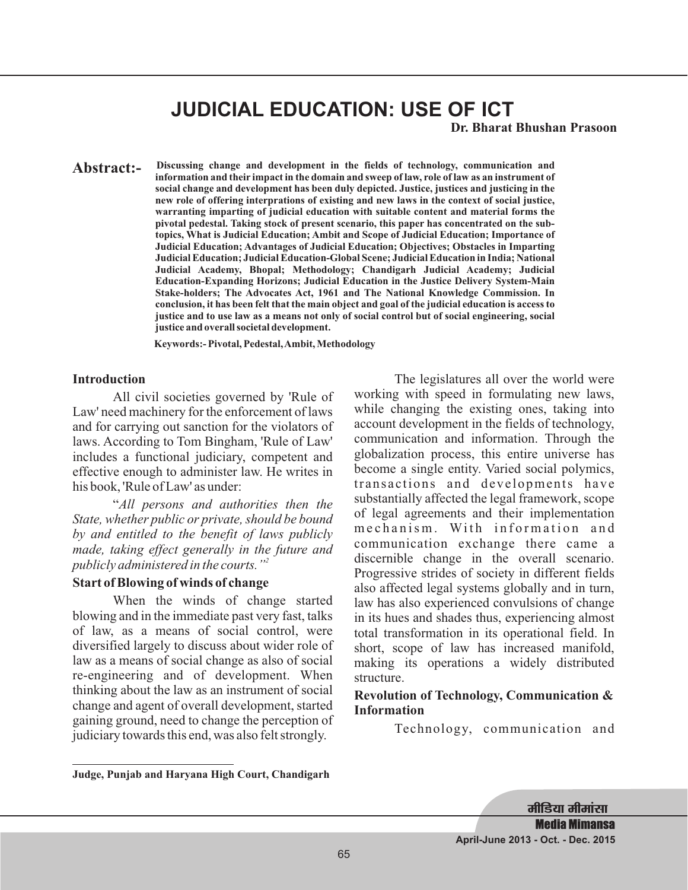# JUDICIAL EDUCATION: USE OF ICT

**Dr. Bharat Bhushan Prasoon**

**Abstract:-** **Discussing change and development in the fields of technology, communication and information and their impact in the domain and sweep of law, role of law as an instrument of social change and development has been duly depicted. Justice, justices and justicing in the new role of offering interprations of existing and new laws in the context of social justice, warranting imparting of judicial education with suitable content and material forms the pivotal pedestal. Taking stock of present scenario, this paper has concentrated on the sub-topics, What is Judicial Education; Ambit and Scope of Judicial Education; Importance of Judicial Education; Advantages of Judicial Education; Objectives; Obstacles in Imparting Judicial Education; Judicial Education-Global Scene; Judicial Education in India; National Judicial Academy, Bhopal; Methodology; Chandigarh Judicial Academy; Judicial Education-Expanding Horizons; Judicial Education in the Justice Delivery System-Main Stake-holders; The Advocates Act, 1961 and The National Knowledge Commission. In conclusion, it has been felt that the main object and goal of the judicial education is access to justice and to use law as a means not only of social control but of social engineering, social justice and overall societal development.**

**Keywords:- Pivotal, Pedestal, Ambit, Methodology**

## Introduction

All civil societies governed by 'Rule of Law' need machinery for the enforcement of laws and for carrying out sanction for the violators of laws. According to Tom Bingham, 'Rule of Law' includes a functional judiciary, competent and effective enough to administer law. He writes in his book, 'Rule of Law' as under:

"*All persons and authorities then the State, whether public or private, should be bound by and entitled to the benefit of laws publicly made, taking effect generally in the future and publicly administered in the courts.*"[2]

## Start of Blowing of winds of change

When the winds of change started blowing and in the immediate past very fast, talks of law, as a means of social control, were diversified largely to discuss about wider role of law as a means of social change as also of social re-engineering and of development. When thinking about the law as an instrument of social change and agent of overall development, started gaining ground, need to change the perception of judiciary towards this end, was also felt strongly.

The legislatures all over the world were working with speed in formulating new laws, while changing the existing ones, taking into account development in the fields of technology, communication and information. Through the globalization process, this entire universe has become a single entity. Varied social polymics, transactions and developments have substantially affected the legal framework, scope of legal agreements and their implementation mechanism. With information and communication exchange there came a discernible change in the overall scenario. Progressive strides of society in different fields also affected legal systems globally and in turn, law has also experienced convulsions of change in its hues and shades thus, experiencing almost total transformation in its operational field. In short, scope of law has increased manifold, making its operations a widely distributed structure.

## Revolution of Technology, Communication & Information

Technology, communication and

---

**Judge, Punjab and Haryana High Court, Chandigarh**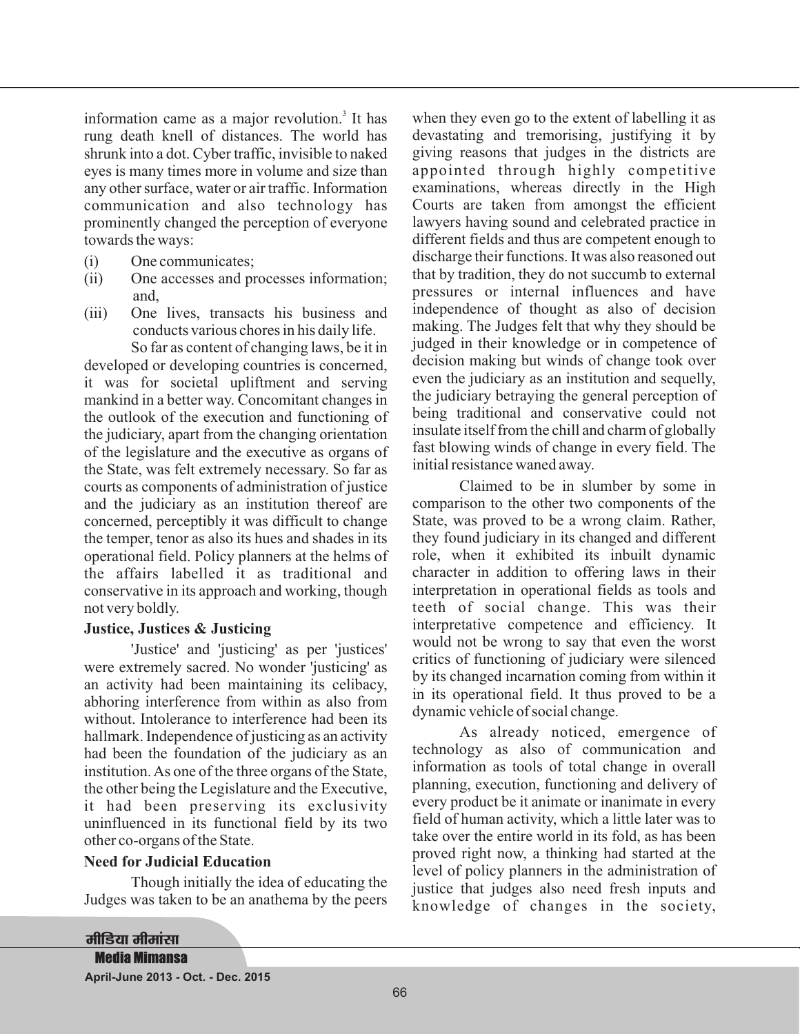information came as a major revolution.[3] It has rung death knell of distances. The world has shrunk into a dot. Cyber traffic, invisible to naked eyes is many times more in volume and size than any other surface, water or air traffic. Information communication and also technology has prominently changed the perception of everyone towards the ways:

(i) One communicates;

(ii) One accesses and processes information; and,

(iii) One lives, transacts his business and conducts various chores in his daily life.

So far as content of changing laws, be it in developed or developing countries is concerned, it was for societal upliftment and serving mankind in a better way. Concomitant changes in the outlook of the execution and functioning of the judiciary, apart from the changing orientation of the legislature and the executive as organs of the State, was felt extremely necessary. So far as courts as components of administration of justice and the judiciary as an institution thereof are concerned, perceptibly it was difficult to change the temper, tenor as also its hues and shades in its operational field. Policy planners at the helms of the affairs labelled it as traditional and conservative in its approach and working, though not very boldly.

**Justice, Justices & Justicing**

'Justice' and 'justicing' as per 'justices' were extremely sacred. No wonder 'justicing' as an activity had been maintaining its celibacy, abhoring interference from within as also from without. Intolerance to interference had been its hallmark. Independence of justicing as an activity had been the foundation of the judiciary as an institution. As one of the three organs of the State, the other being the Legislature and the Executive, it had been preserving its exclusivity uninfluenced in its functional field by its two other co-organs of the State.

**Need for Judicial Education**

Though initially the idea of educating the Judges was taken to be an anathema by the peers when they even go to the extent of labelling it as devastating and tremorising, justifying it by giving reasons that judges in the districts are appointed through highly competitive examinations, whereas directly in the High Courts are taken from amongst the efficient lawyers having sound and celebrated practice in different fields and thus are competent enough to discharge their functions. It was also reasoned out that by tradition, they do not succumb to external pressures or internal influences and have independence of thought as also of decision making. The Judges felt that why they should be judged in their knowledge or in competence of decision making but winds of change took over even the judiciary as an institution and sequelly, the judiciary betraying the general perception of being traditional and conservative could not insulate itself from the chill and charm of globally fast blowing winds of change in every field. The initial resistance waned away.

Claimed to be in slumber by some in comparison to the other two components of the State, was proved to be a wrong claim. Rather, they found judiciary in its changed and different role, when it exhibited its inbuilt dynamic character in addition to offering laws in their interpretation in operational fields as tools and teeth of social change. This was their interpretative competence and efficiency. It would not be wrong to say that even the worst critics of functioning of judiciary were silenced by its changed incarnation coming from within it in its operational field. It thus proved to be a dynamic vehicle of social change.

As already noticed, emergence of technology as also of communication and information as tools of total change in overall planning, execution, functioning and delivery of every product be it animate or inanimate in every field of human activity, which a little later was to take over the entire world in its fold, as has been proved right now, a thinking had started at the level of policy planners in the administration of justice that judges also need fresh inputs and knowledge of changes in the society,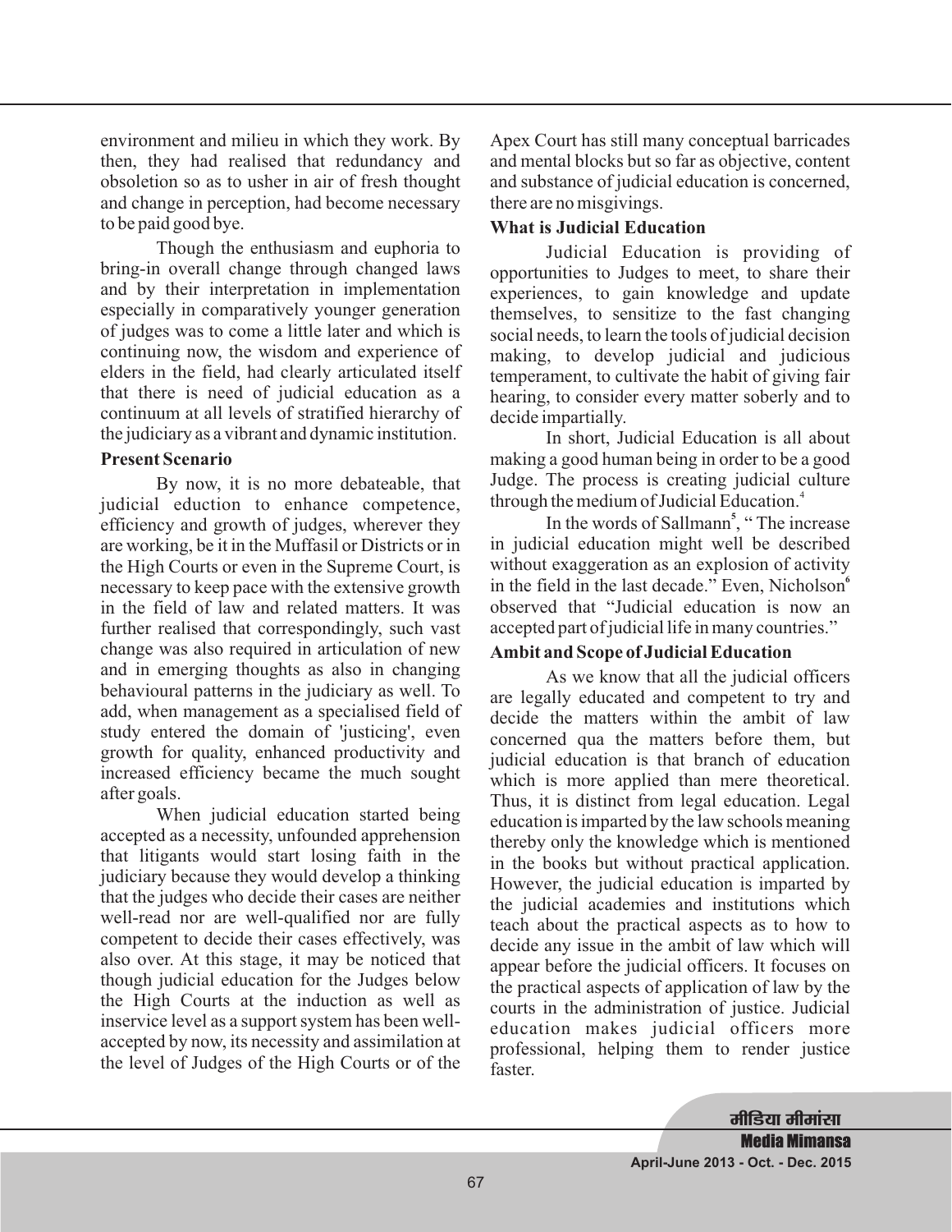environment and milieu in which they work. By then, they had realised that redundancy and obsoletion so as to usher in air of fresh thought and change in perception, had become necessary to be paid good bye.

Though the enthusiasm and euphoria to bring-in overall change through changed laws and by their interpretation in implementation especially in comparatively younger generation of judges was to come a little later and which is continuing now, the wisdom and experience of elders in the field, had clearly articulated itself that there is need of judicial education as a continuum at all levels of stratified hierarchy of the judiciary as a vibrant and dynamic institution.

**Present Scenario**

By now, it is no more debateable, that judicial eduction to enhance competence, efficiency and growth of judges, wherever they are working, be it in the Muffasil or Districts or in the High Courts or even in the Supreme Court, is necessary to keep pace with the extensive growth in the field of law and related matters. It was further realised that correspondingly, such vast change was also required in articulation of new and in emerging thoughts as also in changing behavioural patterns in the judiciary as well. To add, when management as a specialised field of study entered the domain of 'justicing', even growth for quality, enhanced productivity and increased efficiency became the much sought after goals.

When judicial education started being accepted as a necessity, unfounded apprehension that litigants would start losing faith in the judiciary because they would develop a thinking that the judges who decide their cases are neither well-read nor are well-qualified nor are fully competent to decide their cases effectively, was also over. At this stage, it may be noticed that though judicial education for the Judges below the High Courts at the induction as well as inservice level as a support system has been well-accepted by now, its necessity and assimilation at the level of Judges of the High Courts or of the Apex Court has still many conceptual barricades and mental blocks but so far as objective, content and substance of judicial education is concerned, there are no misgivings.

**What is Judicial Education**

Judicial Education is providing of opportunities to Judges to meet, to share their experiences, to gain knowledge and update themselves, to sensitize to the fast changing social needs, to learn the tools of judicial decision making, to develop judicial and judicious temperament, to cultivate the habit of giving fair hearing, to consider every matter soberly and to decide impartially.

In short, Judicial Education is all about making a good human being in order to be a good Judge. The process is creating judicial culture through the medium of Judicial Education.[4]

In the words of Sallmann[5], " The increase in judicial education might well be described without exaggeration as an explosion of activity in the field in the last decade." Even, Nicholson[6] observed that "Judicial education is now an accepted part of judicial life in many countries."

**Ambit and Scope of Judicial Education**

As we know that all the judicial officers are legally educated and competent to try and decide the matters within the ambit of law concerned qua the matters before them, but judicial education is that branch of education which is more applied than mere theoretical. Thus, it is distinct from legal education. Legal education is imparted by the law schools meaning thereby only the knowledge which is mentioned in the books but without practical application. However, the judicial education is imparted by the judicial academies and institutions which teach about the practical aspects as to how to decide any issue in the ambit of law which will appear before the judicial officers. It focuses on the practical aspects of application of law by the courts in the administration of justice. Judicial education makes judicial officers more professional, helping them to render justice faster.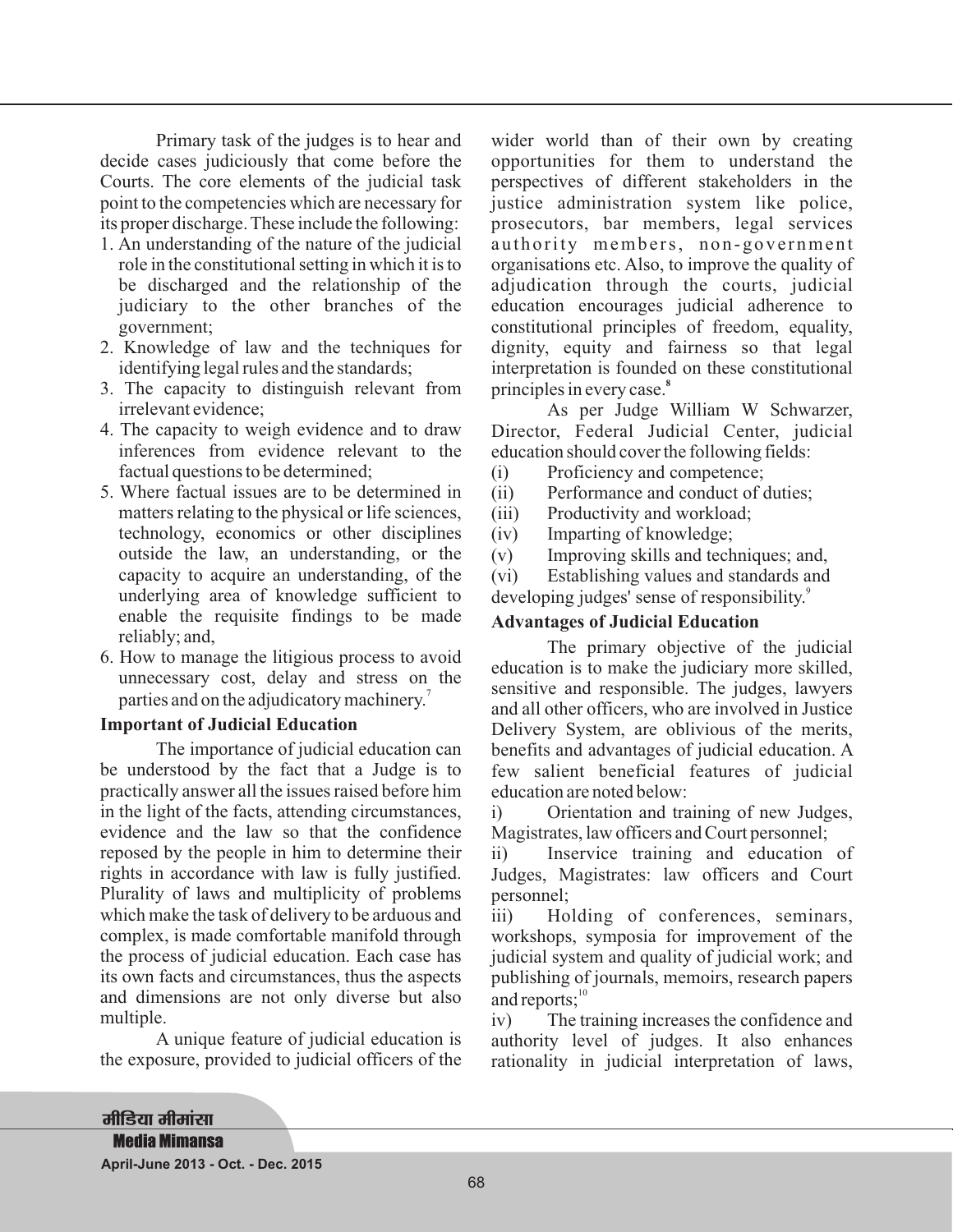Primary task of the judges is to hear and decide cases judiciously that come before the Courts. The core elements of the judicial task point to the competencies which are necessary for its proper discharge. These include the following:

1. An understanding of the nature of the judicial role in the constitutional setting in which it is to be discharged and the relationship of the judiciary to the other branches of the government;
2. Knowledge of law and the techniques for identifying legal rules and the standards;
3. The capacity to distinguish relevant from irrelevant evidence;
4. The capacity to weigh evidence and to draw inferences from evidence relevant to the factual questions to be determined;
5. Where factual issues are to be determined in matters relating to the physical or life sciences, technology, economics or other disciplines outside the law, an understanding, or the capacity to acquire an understanding, of the underlying area of knowledge sufficient to enable the requisite findings to be made reliably; and,
6. How to manage the litigious process to avoid unnecessary cost, delay and stress on the parties and on the adjudicatory machinery.[7]

**Important of Judicial Education**

The importance of judicial education can be understood by the fact that a Judge is to practically answer all the issues raised before him in the light of the facts, attending circumstances, evidence and the law so that the confidence reposed by the people in him to determine their rights in accordance with law is fully justified. Plurality of laws and multiplicity of problems which make the task of delivery to be arduous and complex, is made comfortable manifold through the process of judicial education. Each case has its own facts and circumstances, thus the aspects and dimensions are not only diverse but also multiple.

A unique feature of judicial education is the exposure, provided to judicial officers of the wider world than of their own by creating opportunities for them to understand the perspectives of different stakeholders in the justice administration system like police, prosecutors, bar members, legal services authority members, non-government organisations etc. Also, to improve the quality of adjudication through the courts, judicial education encourages judicial adherence to constitutional principles of freedom, equality, dignity, equity and fairness so that legal interpretation is founded on these constitutional principles in every case.[8]

As per Judge William W Schwarzer, Director, Federal Judicial Center, judicial education should cover the following fields:

(i) Proficiency and competence;
(ii) Performance and conduct of duties;
(iii) Productivity and workload;
(iv) Imparting of knowledge;
(v) Improving skills and techniques; and,
(vi) Establishing values and standards and developing judges' sense of responsibility.[9]

**Advantages of Judicial Education**

The primary objective of the judicial education is to make the judiciary more skilled, sensitive and responsible. The judges, lawyers and all other officers, who are involved in Justice Delivery System, are oblivious of the merits, benefits and advantages of judicial education. A few salient beneficial features of judicial education are noted below:

i) Orientation and training of new Judges, Magistrates, law officers and Court personnel;

ii) Inservice training and education of Judges, Magistrates: law officers and Court personnel;

iii) Holding of conferences, seminars, workshops, symposia for improvement of the judicial system and quality of judicial work; and publishing of journals, memoirs, research papers and reports;[10]

iv) The training increases the confidence and authority level of judges. It also enhances rationality in judicial interpretation of laws,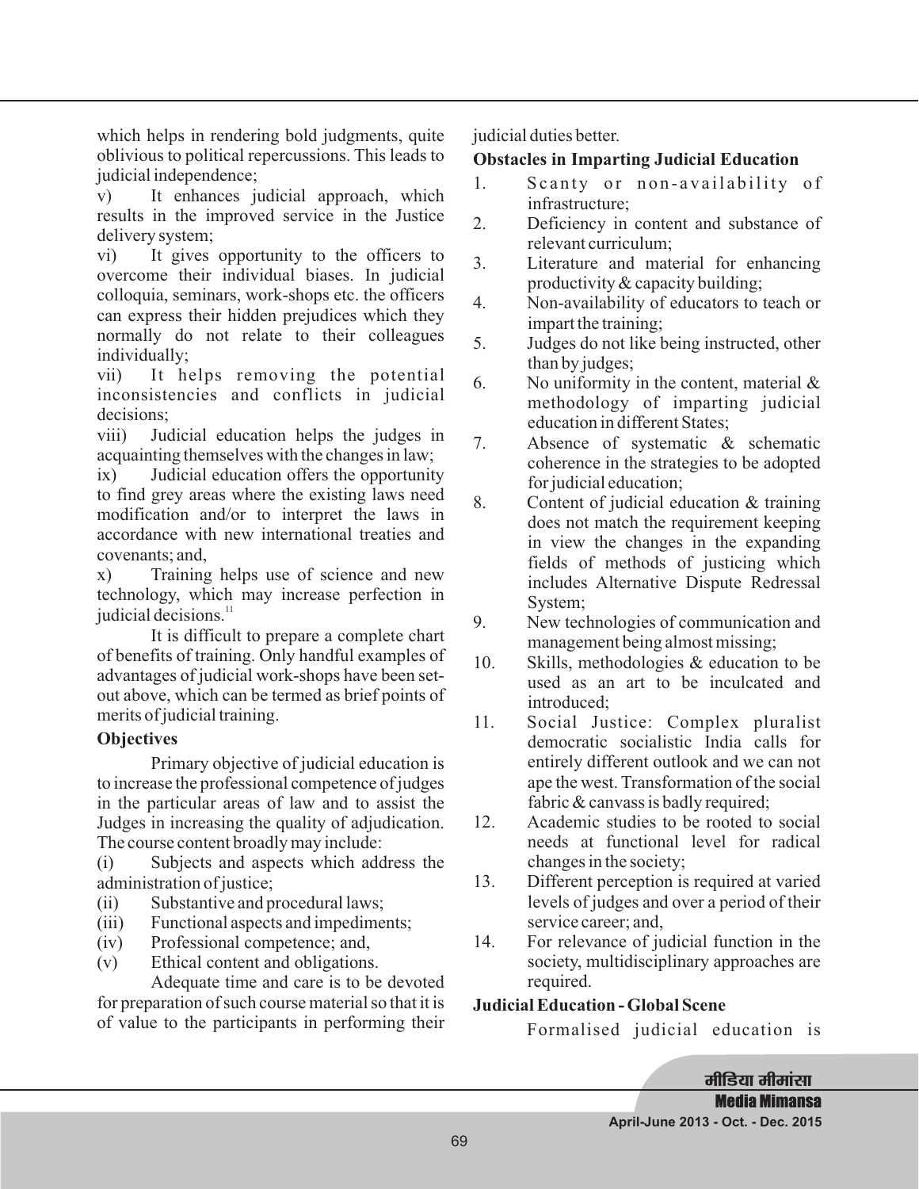which helps in rendering bold judgments, quite oblivious to political repercussions. This leads to judicial independence;

v) It enhances judicial approach, which results in the improved service in the Justice delivery system;

vi) It gives opportunity to the officers to overcome their individual biases. In judicial colloquia, seminars, work-shops etc. the officers can express their hidden prejudices which they normally do not relate to their colleagues individually;

vii) It helps removing the potential inconsistencies and conflicts in judicial decisions;

viii) Judicial education helps the judges in acquainting themselves with the changes in law;

ix) Judicial education offers the opportunity to find grey areas where the existing laws need modification and/or to interpret the laws in accordance with new international treaties and covenants; and,

x) Training helps use of science and new technology, which may increase perfection in judicial decisions.[11]

It is difficult to prepare a complete chart of benefits of training. Only handful examples of advantages of judicial work-shops have been set-out above, which can be termed as brief points of merits of judicial training.

### Objectives

Primary objective of judicial education is to increase the professional competence of judges in the particular areas of law and to assist the Judges in increasing the quality of adjudication. The course content broadly may include:

(i) Subjects and aspects which address the administration of justice;

(ii) Substantive and procedural laws;

(iii) Functional aspects and impediments;

(iv) Professional competence; and,

(v) Ethical content and obligations.

Adequate time and care is to be devoted for preparation of such course material so that it is of value to the participants in performing their judicial duties better.

### Obstacles in Imparting Judicial Education

1. Scanty or non-availability of infrastructure;
2. Deficiency in content and substance of relevant curriculum;
3. Literature and material for enhancing productivity & capacity building;
4. Non-availability of educators to teach or impart the training;
5. Judges do not like being instructed, other than by judges;
6. No uniformity in the content, material & methodology of imparting judicial education in different States;
7. Absence of systematic & schematic coherence in the strategies to be adopted for judicial education;
8. Content of judicial education & training does not match the requirement keeping in view the changes in the expanding fields of methods of justicing which includes Alternative Dispute Redressal System;
9. New technologies of communication and management being almost missing;
10. Skills, methodologies & education to be used as an art to be inculcated and introduced;
11. Social Justice: Complex pluralist democratic socialistic India calls for entirely different outlook and we can not ape the west. Transformation of the social fabric & canvass is badly required;
12. Academic studies to be rooted to social needs at functional level for radical changes in the society;
13. Different perception is required at varied levels of judges and over a period of their service career; and,
14. For relevance of judicial function in the society, multidisciplinary approaches are required.

### Judicial Education - Global Scene

Formalised judicial education is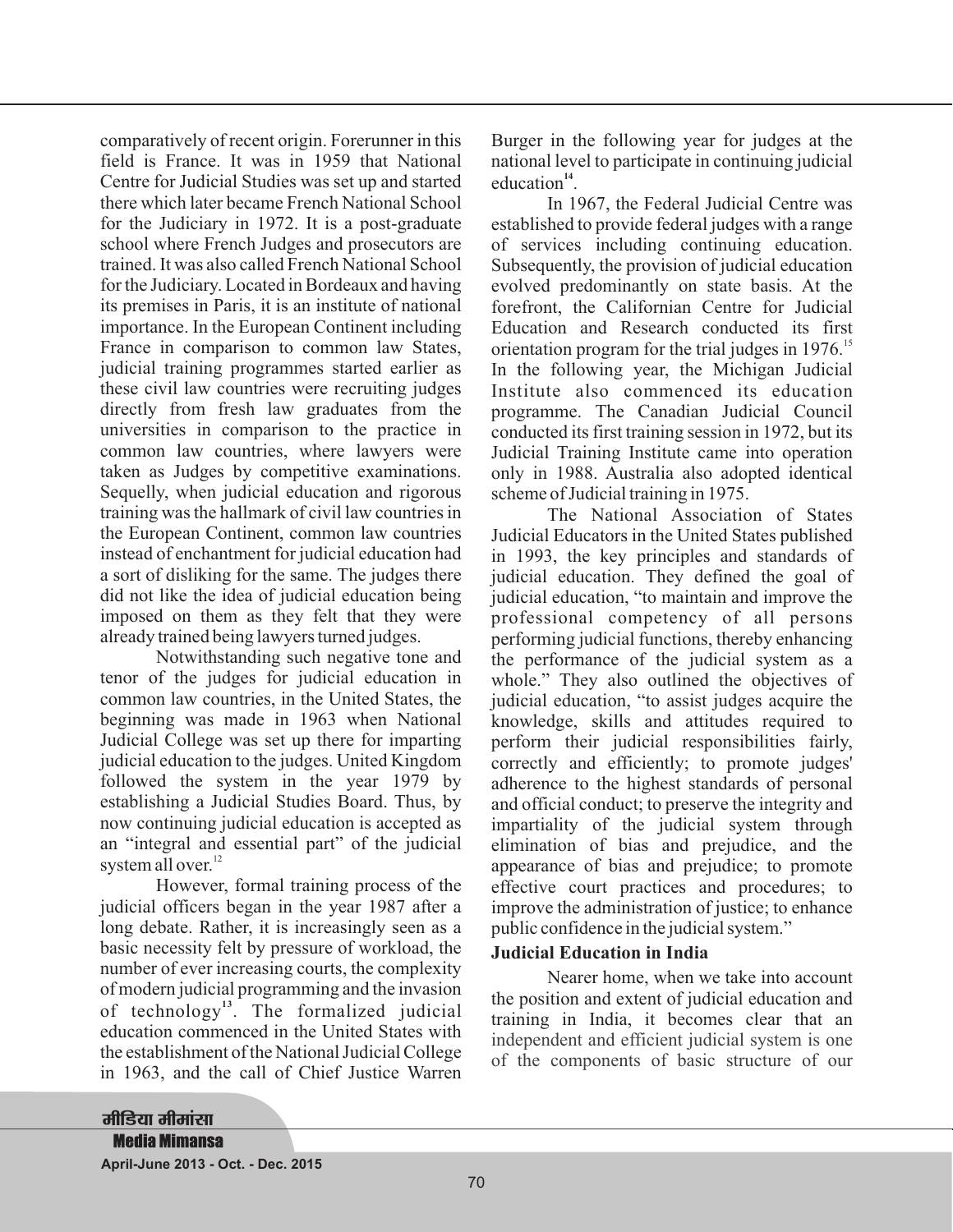comparatively of recent origin. Forerunner in this field is France. It was in 1959 that National Centre for Judicial Studies was set up and started there which later became French National School for the Judiciary in 1972. It is a post-graduate school where French Judges and prosecutors are trained. It was also called French National School for the Judiciary. Located in Bordeaux and having its premises in Paris, it is an institute of national importance. In the European Continent including France in comparison to common law States, judicial training programmes started earlier as these civil law countries were recruiting judges directly from fresh law graduates from the universities in comparison to the practice in common law countries, where lawyers were taken as Judges by competitive examinations. Sequelly, when judicial education and rigorous training was the hallmark of civil law countries in the European Continent, common law countries instead of enchantment for judicial education had a sort of disliking for the same. The judges there did not like the idea of judicial education being imposed on them as they felt that they were already trained being lawyers turned judges.

Notwithstanding such negative tone and tenor of the judges for judicial education in common law countries, in the United States, the beginning was made in 1963 when National Judicial College was set up there for imparting judicial education to the judges. United Kingdom followed the system in the year 1979 by establishing a Judicial Studies Board. Thus, by now continuing judicial education is accepted as an "integral and essential part" of the judicial system all over.[12]

However, formal training process of the judicial officers began in the year 1987 after a long debate. Rather, it is increasingly seen as a basic necessity felt by pressure of workload, the number of ever increasing courts, the complexity of modern judicial programming and the invasion of technology[13]. The formalized judicial education commenced in the United States with the establishment of the National Judicial College in 1963, and the call of Chief Justice Warren Burger in the following year for judges at the national level to participate in continuing judicial education[14].

In 1967, the Federal Judicial Centre was established to provide federal judges with a range of services including continuing education. Subsequently, the provision of judicial education evolved predominantly on state basis. At the forefront, the Californian Centre for Judicial Education and Research conducted its first orientation program for the trial judges in 1976.[15] In the following year, the Michigan Judicial Institute also commenced its education programme. The Canadian Judicial Council conducted its first training session in 1972, but its Judicial Training Institute came into operation only in 1988. Australia also adopted identical scheme of Judicial training in 1975.

The National Association of States Judicial Educators in the United States published in 1993, the key principles and standards of judicial education. They defined the goal of judicial education, "to maintain and improve the professional competency of all persons performing judicial functions, thereby enhancing the performance of the judicial system as a whole." They also outlined the objectives of judicial education, "to assist judges acquire the knowledge, skills and attitudes required to perform their judicial responsibilities fairly, correctly and efficiently; to promote judges' adherence to the highest standards of personal and official conduct; to preserve the integrity and impartiality of the judicial system through elimination of bias and prejudice, and the appearance of bias and prejudice; to promote effective court practices and procedures; to improve the administration of justice; to enhance public confidence in the judicial system."

## Judicial Education in India

Nearer home, when we take into account the position and extent of judicial education and training in India, it becomes clear that an independent and efficient judicial system is one of the components of basic structure of our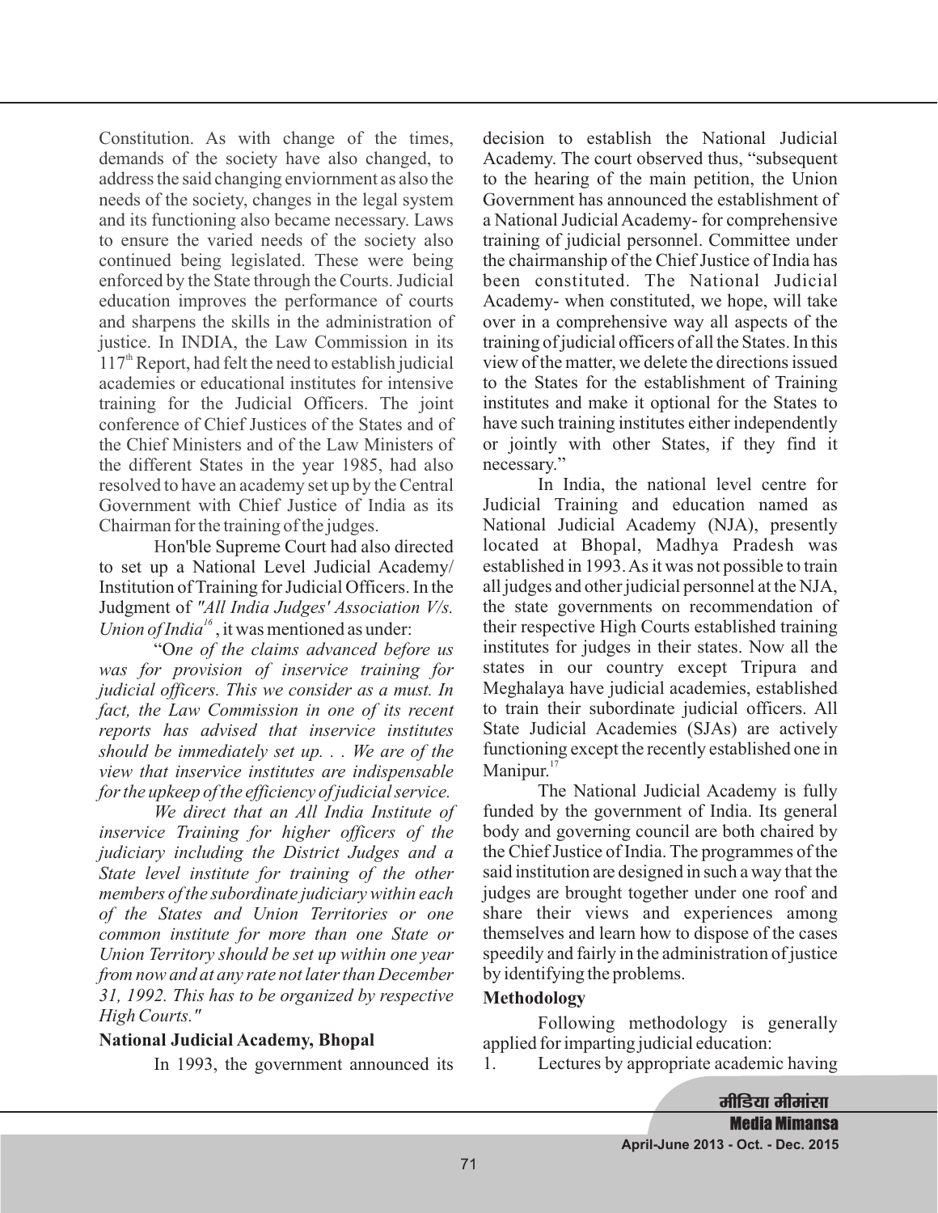Constitution. As with change of the times, demands of the society have also changed, to address the said changing enviornment as also the needs of the society, changes in the legal system and its functioning also became necessary. Laws to ensure the varied needs of the society also continued being legislated. These were being enforced by the State through the Courts. Judicial education improves the performance of courts and sharpens the skills in the administration of justice. In INDIA, the Law Commission in its 117th Report, had felt the need to establish judicial academies or educational institutes for intensive training for the Judicial Officers. The joint conference of Chief Justices of the States and of the Chief Ministers and of the Law Ministers of the different States in the year 1985, had also resolved to have an academy set up by the Central Government with Chief Justice of India as its Chairman for the training of the judges.

Hon'ble Supreme Court had also directed to set up a National Level Judicial Academy/ Institution of Training for Judicial Officers. In the Judgment of *"All India Judges' Association V/s. Union of India*[16], it was mentioned as under:

"O*ne of the claims advanced before us was for provision of inservice training for judicial officers. This we consider as a must. In fact, the Law Commission in one of its recent reports has advised that inservice institutes should be immediately set up. . . We are of the view that inservice institutes are indispensable for the upkeep of the efficiency of judicial service.*

*We direct that an All India Institute of inservice Training for higher officers of the judiciary including the District Judges and a State level institute for training of the other members of the subordinate judiciary within each of the States and Union Territories or one common institute for more than one State or Union Territory should be set up within one year from now and at any rate not later than December 31, 1992. This has to be organized by respective High Courts."*

**National Judicial Academy, Bhopal**

In 1993, the government announced its decision to establish the National Judicial Academy. The court observed thus, "subsequent to the hearing of the main petition, the Union Government has announced the establishment of a National Judicial Academy- for comprehensive training of judicial personnel. Committee under the chairmanship of the Chief Justice of India has been constituted. The National Judicial Academy- when constituted, we hope, will take over in a comprehensive way all aspects of the training of judicial officers of all the States. In this view of the matter, we delete the directions issued to the States for the establishment of Training institutes and make it optional for the States to have such training institutes either independently or jointly with other States, if they find it necessary."

In India, the national level centre for Judicial Training and education named as National Judicial Academy (NJA), presently located at Bhopal, Madhya Pradesh was established in 1993. As it was not possible to train all judges and other judicial personnel at the NJA, the state governments on recommendation of their respective High Courts established training institutes for judges in their states. Now all the states in our country except Tripura and Meghalaya have judicial academies, established to train their subordinate judicial officers. All State Judicial Academies (SJAs) are actively functioning except the recently established one in Manipur.[17]

The National Judicial Academy is fully funded by the government of India. Its general body and governing council are both chaired by the Chief Justice of India. The programmes of the said institution are designed in such a way that the judges are brought together under one roof and share their views and experiences among themselves and learn how to dispose of the cases speedily and fairly in the administration of justice by identifying the problems.

**Methodology**

Following methodology is generally applied for imparting judicial education:

1. Lectures by appropriate academic having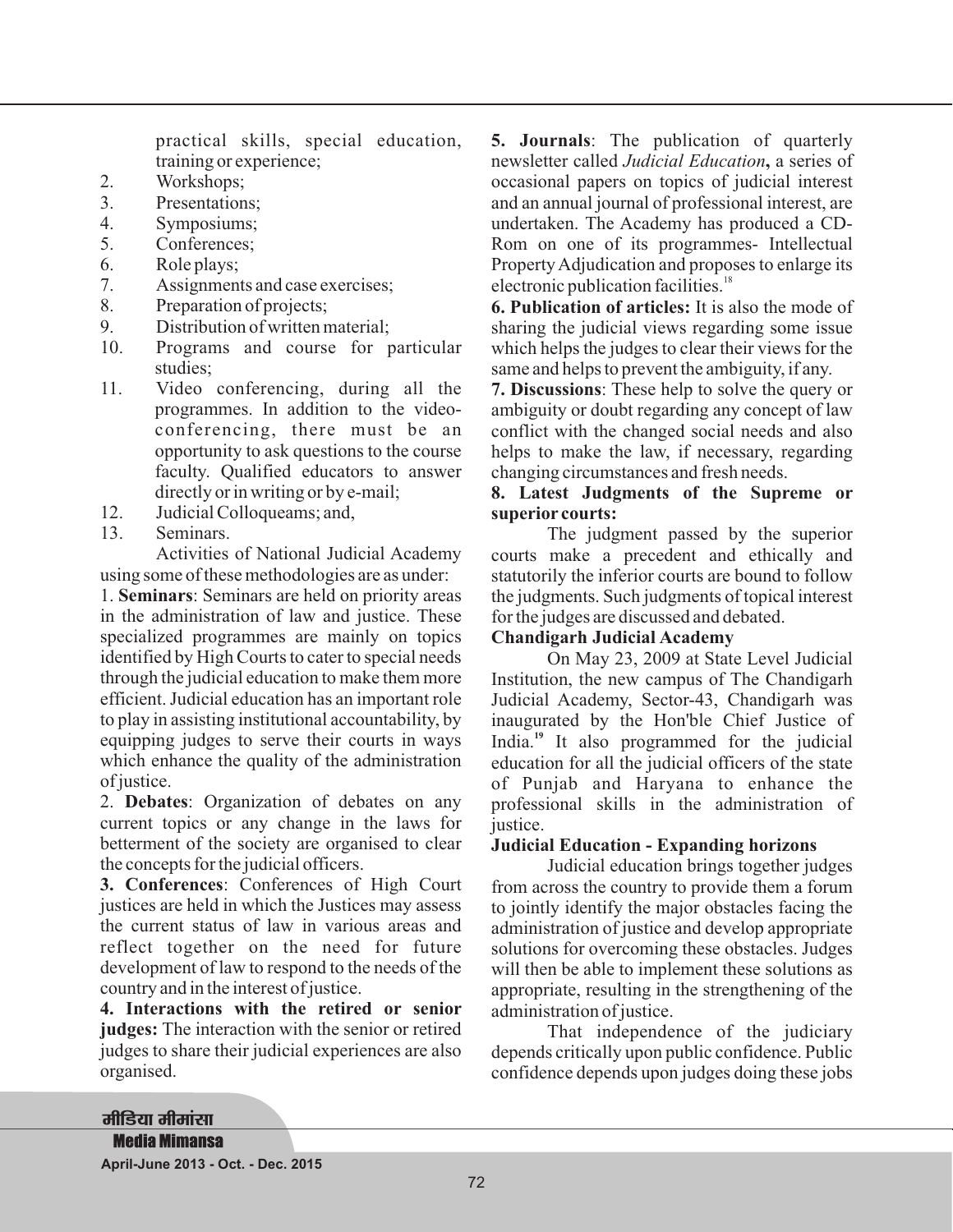practical skills, special education, training or experience;

2. Workshops;
3. Presentations;
4. Symposiums;
5. Conferences;
6. Role plays;
7. Assignments and case exercises;
8. Preparation of projects;
9. Distribution of written material;
10. Programs and course for particular studies;
11. Video conferencing, during all the programmes. In addition to the video-conferencing, there must be an opportunity to ask questions to the course faculty. Qualified educators to answer directly or in writing or by e-mail;
12. Judicial Colloqueams; and,
13. Seminars.

Activities of National Judicial Academy using some of these methodologies are as under:

1. **Seminars**: Seminars are held on priority areas in the administration of law and justice. These specialized programmes are mainly on topics identified by High Courts to cater to special needs through the judicial education to make them more efficient. Judicial education has an important role to play in assisting institutional accountability, by equipping judges to serve their courts in ways which enhance the quality of the administration of justice.

2. **Debates**: Organization of debates on any current topics or any change in the laws for betterment of the society are organised to clear the concepts for the judicial officers.

**3. Conferences**: Conferences of High Court justices are held in which the Justices may assess the current status of law in various areas and reflect together on the need for future development of law to respond to the needs of the country and in the interest of justice.

**4. Interactions with the retired or senior judges:** The interaction with the senior or retired judges to share their judicial experiences are also organised.

**5. Journals**: The publication of quarterly newsletter called *Judicial Education***,** a series of occasional papers on topics of judicial interest and an annual journal of professional interest, are undertaken. The Academy has produced a CD-Rom on one of its programmes- Intellectual Property Adjudication and proposes to enlarge its electronic publication facilities.[18]

**6. Publication of articles:** It is also the mode of sharing the judicial views regarding some issue which helps the judges to clear their views for the same and helps to prevent the ambiguity, if any.

**7. Discussions**: These help to solve the query or ambiguity or doubt regarding any concept of law conflict with the changed social needs and also helps to make the law, if necessary, regarding changing circumstances and fresh needs.

**8. Latest Judgments of the Supreme or superior courts:**

The judgment passed by the superior courts make a precedent and ethically and statutorily the inferior courts are bound to follow the judgments. Such judgments of topical interest for the judges are discussed and debated.

**Chandigarh Judicial Academy**

On May 23, 2009 at State Level Judicial Institution, the new campus of The Chandigarh Judicial Academy, Sector-43, Chandigarh was inaugurated by the Hon'ble Chief Justice of India.[19] It also programmed for the judicial education for all the judicial officers of the state of Punjab and Haryana to enhance the professional skills in the administration of justice.

**Judicial Education - Expanding horizons**

Judicial education brings together judges from across the country to provide them a forum to jointly identify the major obstacles facing the administration of justice and develop appropriate solutions for overcoming these obstacles. Judges will then be able to implement these solutions as appropriate, resulting in the strengthening of the administration of justice.

That independence of the judiciary depends critically upon public confidence. Public confidence depends upon judges doing these jobs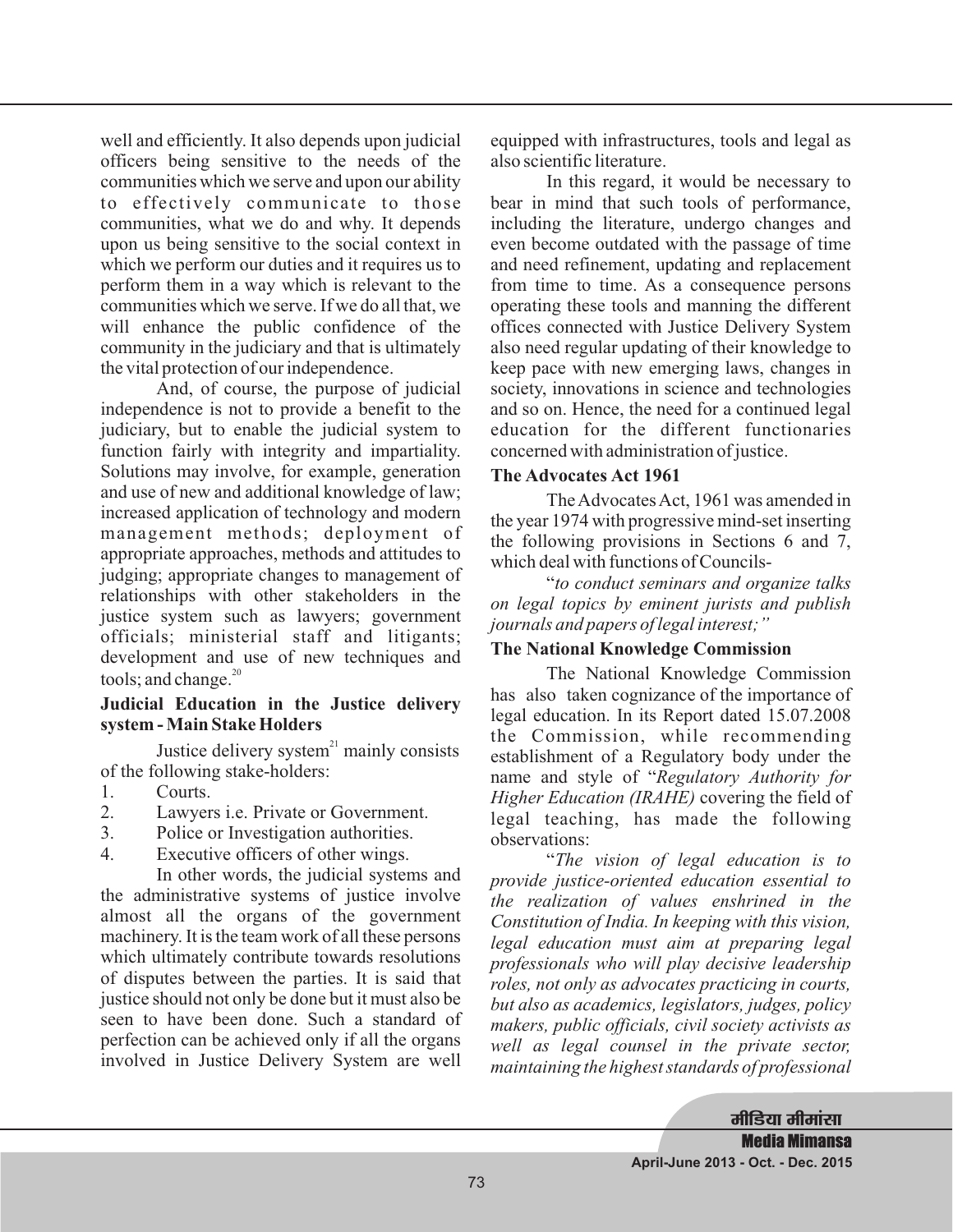well and efficiently. It also depends upon judicial officers being sensitive to the needs of the communities which we serve and upon our ability to effectively communicate to those communities, what we do and why. It depends upon us being sensitive to the social context in which we perform our duties and it requires us to perform them in a way which is relevant to the communities which we serve. If we do all that, we will enhance the public confidence of the community in the judiciary and that is ultimately the vital protection of our independence.

And, of course, the purpose of judicial independence is not to provide a benefit to the judiciary, but to enable the judicial system to function fairly with integrity and impartiality. Solutions may involve, for example, generation and use of new and additional knowledge of law; increased application of technology and modern management methods; deployment of appropriate approaches, methods and attitudes to judging; appropriate changes to management of relationships with other stakeholders in the justice system such as lawyers; government officials; ministerial staff and litigants; development and use of new techniques and tools; and change.[20]

### Judicial Education in the Justice delivery system - Main Stake Holders

Justice delivery system[21] mainly consists of the following stake-holders:

1. Courts.
2. Lawyers i.e. Private or Government.
3. Police or Investigation authorities.
4. Executive officers of other wings.

In other words, the judicial systems and the administrative systems of justice involve almost all the organs of the government machinery. It is the team work of all these persons which ultimately contribute towards resolutions of disputes between the parties. It is said that justice should not only be done but it must also be seen to have been done. Such a standard of perfection can be achieved only if all the organs involved in Justice Delivery System are well equipped with infrastructures, tools and legal as also scientific literature.

In this regard, it would be necessary to bear in mind that such tools of performance, including the literature, undergo changes and even become outdated with the passage of time and need refinement, updating and replacement from time to time. As a consequence persons operating these tools and manning the different offices connected with Justice Delivery System also need regular updating of their knowledge to keep pace with new emerging laws, changes in society, innovations in science and technologies and so on. Hence, the need for a continued legal education for the different functionaries concerned with administration of justice.

### The Advocates Act 1961

The Advocates Act, 1961 was amended in the year 1974 with progressive mind-set inserting the following provisions in Sections 6 and 7, which deal with functions of Councils-

"*to conduct seminars and organize talks on legal topics by eminent jurists and publish journals and papers of legal interest;"*

### The National Knowledge Commission

The National Knowledge Commission has also taken cognizance of the importance of legal education. In its Report dated 15.07.2008 the Commission, while recommending establishment of a Regulatory body under the name and style of "*Regulatory Authority for Higher Education (IRAHE)* covering the field of legal teaching, has made the following observations:

"*The vision of legal education is to provide justice-oriented education essential to the realization of values enshrined in the Constitution of India. In keeping with this vision, legal education must aim at preparing legal professionals who will play decisive leadership roles, not only as advocates practicing in courts, but also as academics, legislators, judges, policy makers, public officials, civil society activists as well as legal counsel in the private sector, maintaining the highest standards of professional*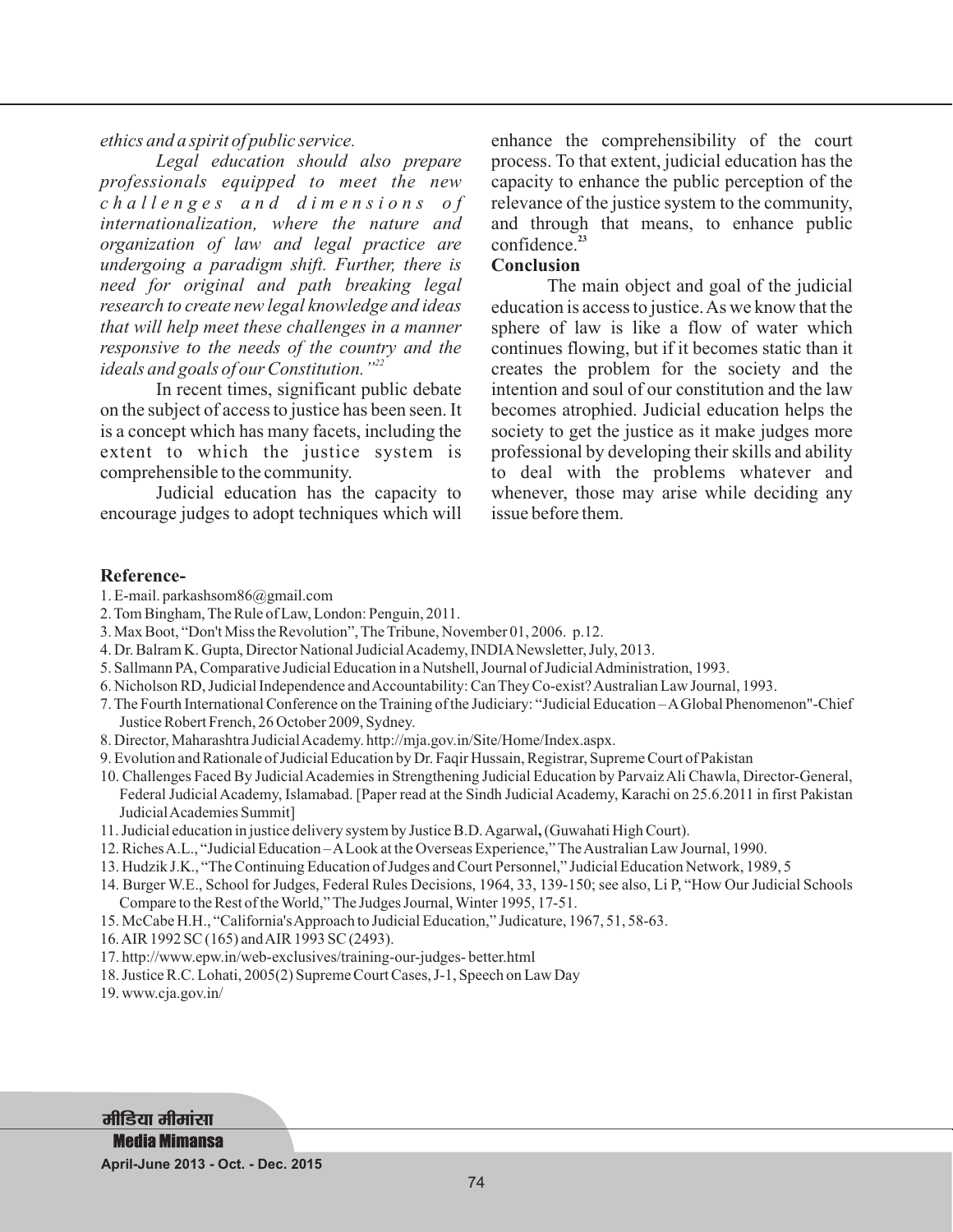*ethics and a spirit of public service.*

*Legal education should also prepare professionals equipped to meet the new challenges and dimensions of internationalization, where the nature and organization of law and legal practice are undergoing a paradigm shift. Further, there is need for original and path breaking legal research to create new legal knowledge and ideas that will help meet these challenges in a manner responsive to the needs of the country and the ideals and goals of our Constitution."*[22]

In recent times, significant public debate on the subject of access to justice has been seen. It is a concept which has many facets, including the extent to which the justice system is comprehensible to the community.

Judicial education has the capacity to encourage judges to adopt techniques which will enhance the comprehensibility of the court process. To that extent, judicial education has the capacity to enhance the public perception of the relevance of the justice system to the community, and through that means, to enhance public confidence.[23]

**Conclusion**

The main object and goal of the judicial education is access to justice. As we know that the sphere of law is like a flow of water which continues flowing, but if it becomes static than it creates the problem for the society and the intention and soul of our constitution and the law becomes atrophied. Judicial education helps the society to get the justice as it make judges more professional by developing their skills and ability to deal with the problems whatever and whenever, those may arise while deciding any issue before them.

**Reference-**

1. E-mail. parkashsom86@gmail.com
2. Tom Bingham, The Rule of Law, London: Penguin, 2011.
3. Max Boot, "Don't Miss the Revolution", The Tribune, November 01, 2006. p.12.
4. Dr. Balram K. Gupta, Director National Judicial Academy, INDIA Newsletter, July, 2013.
5. Sallmann PA, Comparative Judicial Education in a Nutshell, Journal of Judicial Administration, 1993.
6. Nicholson RD, Judicial Independence and Accountability: Can They Co-exist? Australian Law Journal, 1993.
7. The Fourth International Conference on the Training of the Judiciary: "Judicial Education – A Global Phenomenon"-Chief Justice Robert French, 26 October 2009, Sydney.
8. Director, Maharashtra Judicial Academy. http://mja.gov.in/Site/Home/Index.aspx.
9. Evolution and Rationale of Judicial Education by Dr. Faqir Hussain, Registrar, Supreme Court of Pakistan
10. Challenges Faced By Judicial Academies in Strengthening Judicial Education by Parvaiz Ali Chawla, Director-General, Federal Judicial Academy, Islamabad. [Paper read at the Sindh Judicial Academy, Karachi on 25.6.2011 in first Pakistan Judicial Academies Summit]
11. Judicial education in justice delivery system by Justice B.D. Agarwal**,** (Guwahati High Court).
12. Riches A.L., "Judicial Education – A Look at the Overseas Experience," The Australian Law Journal, 1990.
13. Hudzik J.K., "The Continuing Education of Judges and Court Personnel," Judicial Education Network, 1989, 5
14. Burger W.E., School for Judges, Federal Rules Decisions, 1964, 33, 139-150; see also, Li P, "How Our Judicial Schools Compare to the Rest of the World," The Judges Journal, Winter 1995, 17-51.
15. McCabe H.H., "California's Approach to Judicial Education," Judicature, 1967, 51, 58-63.
16. AIR 1992 SC (165) and AIR 1993 SC (2493).
17. http://www.epw.in/web-exclusives/training-our-judges- better.html
18. Justice R.C. Lohati, 2005(2) Supreme Court Cases, J-1, Speech on Law Day
19. www.cja.gov.in/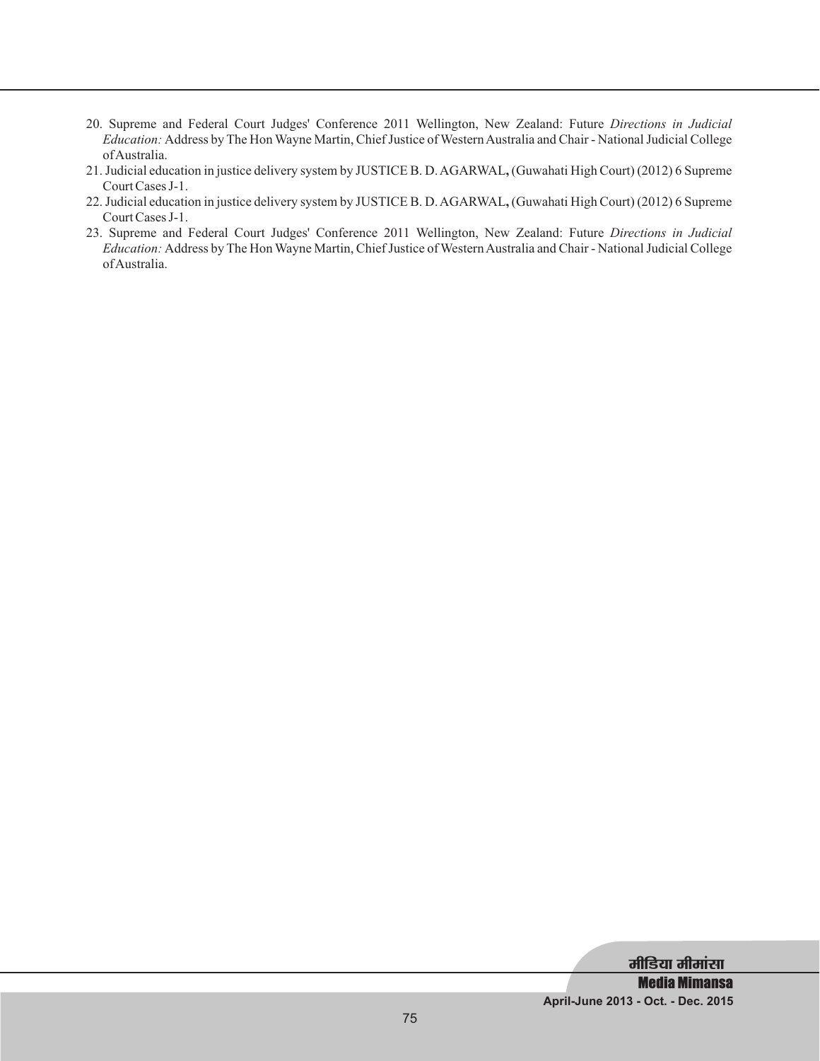20. Supreme and Federal Court Judges' Conference 2011 Wellington, New Zealand: Future *Directions in Judicial Education:* Address by The Hon Wayne Martin, Chief Justice of Western Australia and Chair - National Judicial College of Australia.
21. Judicial education in justice delivery system by JUSTICE B. D. AGARWAL**,** (Guwahati High Court) (2012) 6 Supreme Court Cases J-1.
22. Judicial education in justice delivery system by JUSTICE B. D. AGARWAL**,** (Guwahati High Court) (2012) 6 Supreme Court Cases J-1.
23. Supreme and Federal Court Judges' Conference 2011 Wellington, New Zealand: Future *Directions in Judicial Education:* Address by The Hon Wayne Martin, Chief Justice of Western Australia and Chair - National Judicial College of Australia.